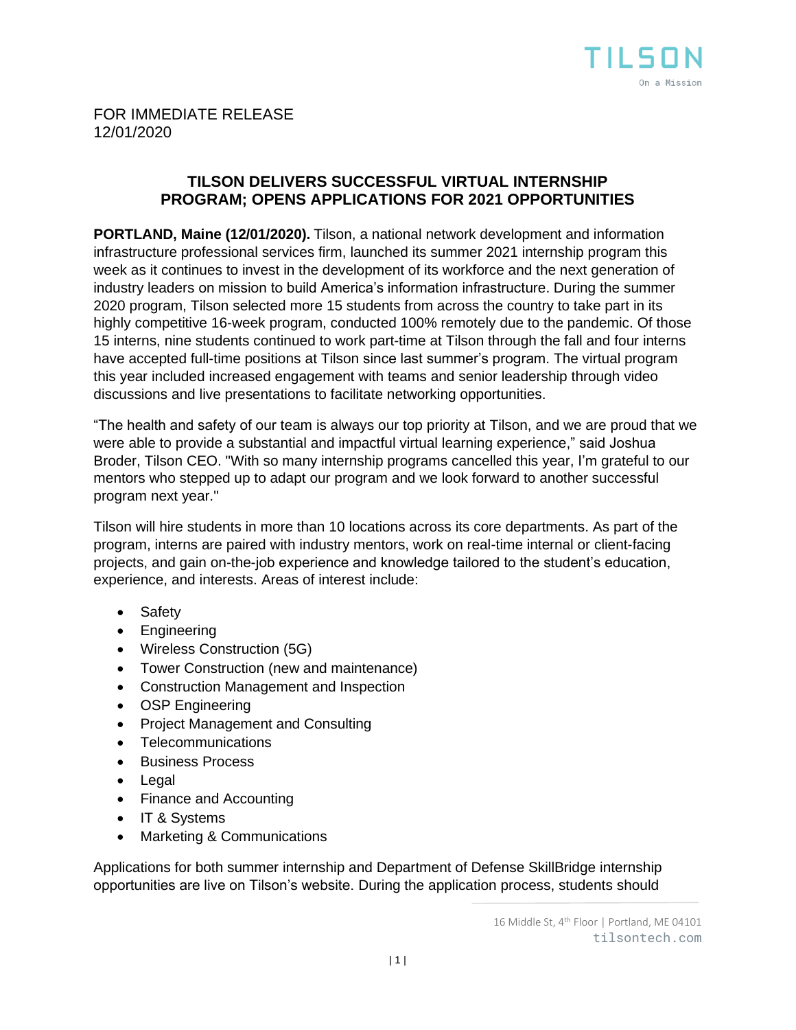FOR IMMEDIATE RELEASE
12/01/2020

## TILSON DELIVERS SUCCESSFUL VIRTUAL INTERNSHIP PROGRAM; OPENS APPLICATIONS FOR 2021 OPPORTUNITIES

**PORTLAND, Maine (12/01/2020).** Tilson, a national network development and information infrastructure professional services firm, launched its summer 2021 internship program this week as it continues to invest in the development of its workforce and the next generation of industry leaders on mission to build America's information infrastructure. During the summer 2020 program, Tilson selected more 15 students from across the country to take part in its highly competitive 16-week program, conducted 100% remotely due to the pandemic. Of those 15 interns, nine students continued to work part-time at Tilson through the fall and four interns have accepted full-time positions at Tilson since last summer's program. The virtual program this year included increased engagement with teams and senior leadership through video discussions and live presentations to facilitate networking opportunities.

"The health and safety of our team is always our top priority at Tilson, and we are proud that we were able to provide a substantial and impactful virtual learning experience," said Joshua Broder, Tilson CEO. "With so many internship programs cancelled this year, I'm grateful to our mentors who stepped up to adapt our program and we look forward to another successful program next year."

Tilson will hire students in more than 10 locations across its core departments. As part of the program, interns are paired with industry mentors, work on real-time internal or client-facing projects, and gain on-the-job experience and knowledge tailored to the student's education, experience, and interests. Areas of interest include:

- Safety
- Engineering
- Wireless Construction (5G)
- Tower Construction (new and maintenance)
- Construction Management and Inspection
- OSP Engineering
- Project Management and Consulting
- Telecommunications
- Business Process
- Legal
- Finance and Accounting
- IT & Systems
- Marketing & Communications

Applications for both summer internship and Department of Defense SkillBridge internship opportunities are live on Tilson's website. During the application process, students should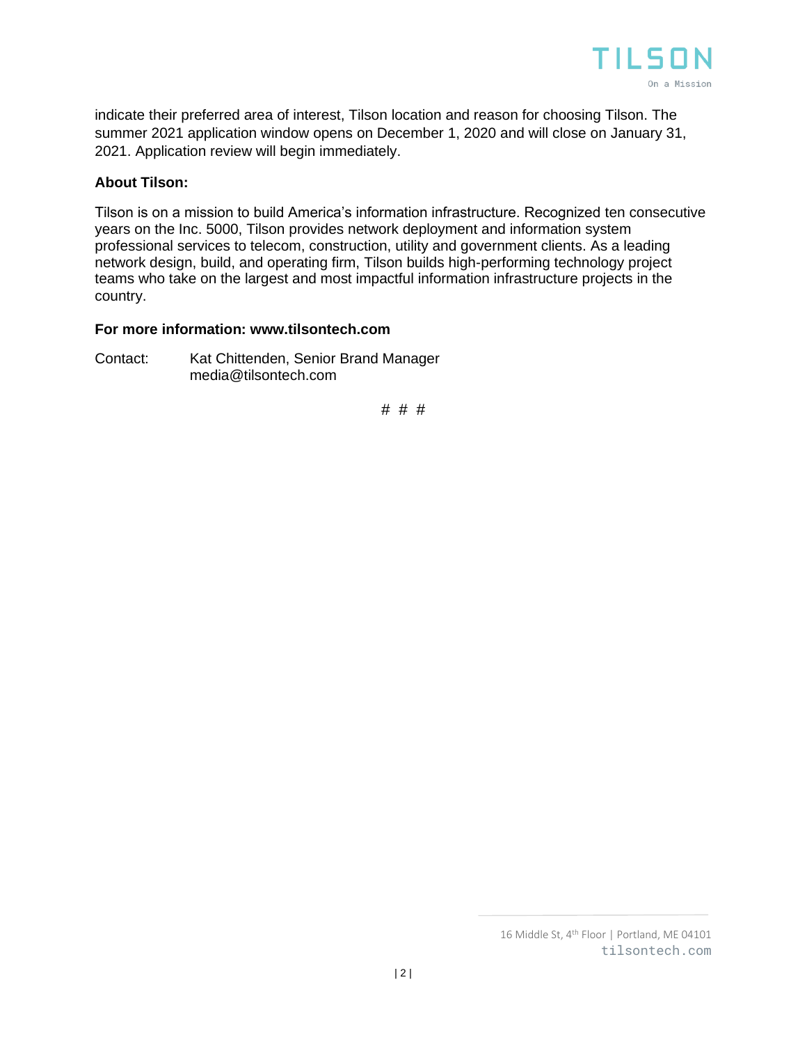indicate their preferred area of interest, Tilson location and reason for choosing Tilson. The summer 2021 application window opens on December 1, 2020 and will close on January 31, 2021. Application review will begin immediately.

**About Tilson:**

Tilson is on a mission to build America's information infrastructure. Recognized ten consecutive years on the Inc. 5000, Tilson provides network deployment and information system professional services to telecom, construction, utility and government clients. As a leading network design, build, and operating firm, Tilson builds high-performing technology project teams who take on the largest and most impactful information infrastructure projects in the country.

**For more information: www.tilsontech.com**

Contact: Kat Chittenden, Senior Brand Manager
media@tilsontech.com

# # #